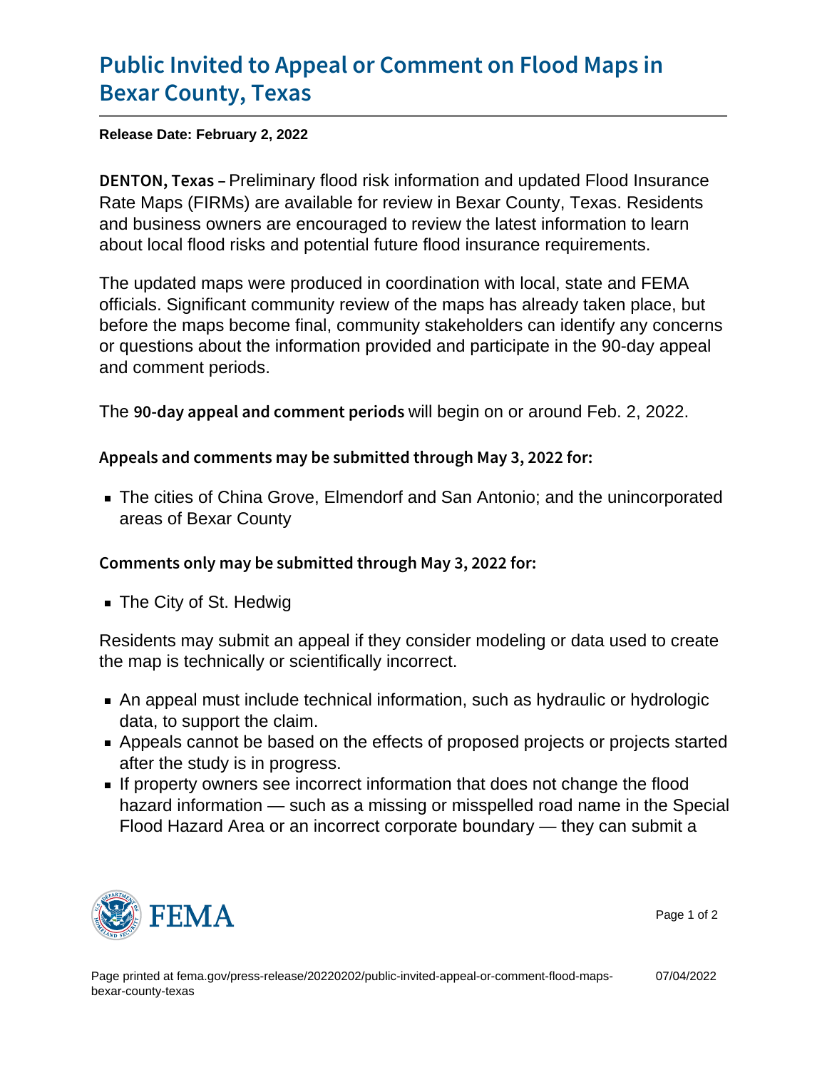# Public Invited to Appeal or Comment on Flood Maps in Bexar County, Texas

**Release Date: February 2, 2022**

**DENTON, Texas** – Preliminary flood risk information and updated Flood Insurance Rate Maps (FIRMs) are available for review in Bexar County, Texas. Residents and business owners are encouraged to review the latest information to learn about local flood risks and potential future flood insurance requirements.

The updated maps were produced in coordination with local, state and FEMA officials. Significant community review of the maps has already taken place, but before the maps become final, community stakeholders can identify any concerns or questions about the information provided and participate in the 90-day appeal and comment periods.

The **90-day appeal and comment periods** will begin on or around Feb. 2, 2022.

**Appeals and comments may be submitted through May 3, 2022 for:**

- The cities of China Grove, Elmendorf and San Antonio; and the unincorporated areas of Bexar County

**Comments only may be submitted through May 3, 2022 for:**

- The City of St. Hedwig

Residents may submit an appeal if they consider modeling or data used to create the map is technically or scientifically incorrect.

- An appeal must include technical information, such as hydraulic or hydrologic data, to support the claim.
- Appeals cannot be based on the effects of proposed projects or projects started after the study is in progress.
- If property owners see incorrect information that does not change the flood hazard information — such as a missing or misspelled road name in the Special Flood Hazard Area or an incorrect corporate boundary — they can submit a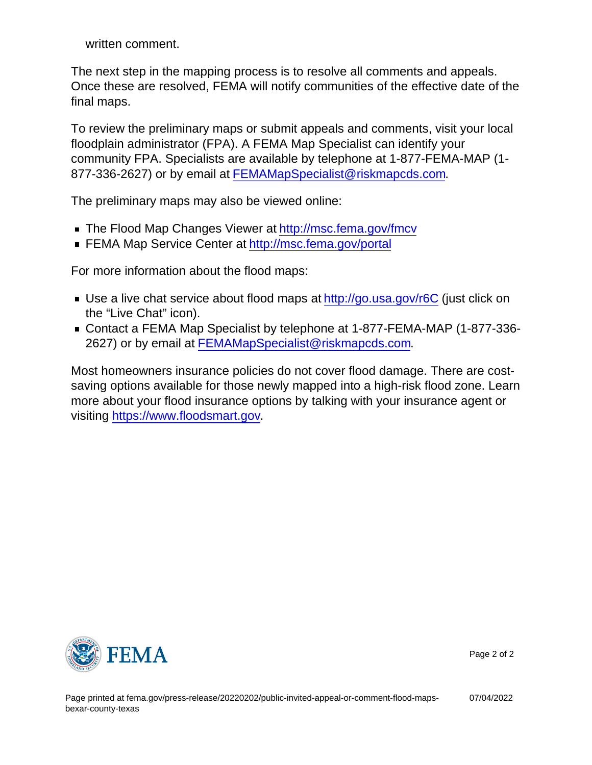written comment.

The next step in the mapping process is to resolve all comments and appeals. Once these are resolved, FEMA will notify communities of the effective date of the final maps.

To review the preliminary maps or submit appeals and comments, visit your local floodplain administrator (FPA). A FEMA Map Specialist can identify your community FPA. Specialists are available by telephone at 1-877-FEMA-MAP (1-877-336-2627) or by email at FEMAMapSpecialist@riskmapcds.com.

The preliminary maps may also be viewed online:

- The Flood Map Changes Viewer at http://msc.fema.gov/fmcv
- FEMA Map Service Center at http://msc.fema.gov/portal

For more information about the flood maps:

- Use a live chat service about flood maps at http://go.usa.gov/r6C (just click on the "Live Chat" icon).
- Contact a FEMA Map Specialist by telephone at 1-877-FEMA-MAP (1-877-336-2627) or by email at FEMAMapSpecialist@riskmapcds.com.

Most homeowners insurance policies do not cover flood damage. There are cost-saving options available for those newly mapped into a high-risk flood zone. Learn more about your flood insurance options by talking with your insurance agent or visiting https://www.floodsmart.gov.